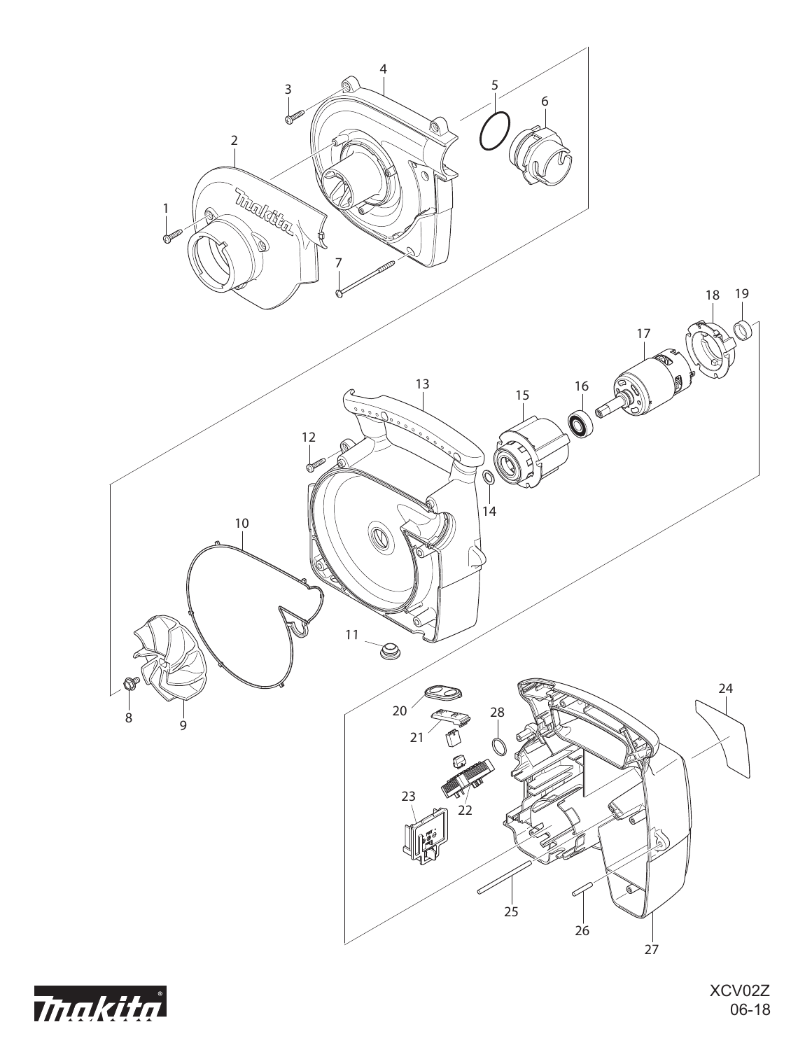XCV02Z
06-18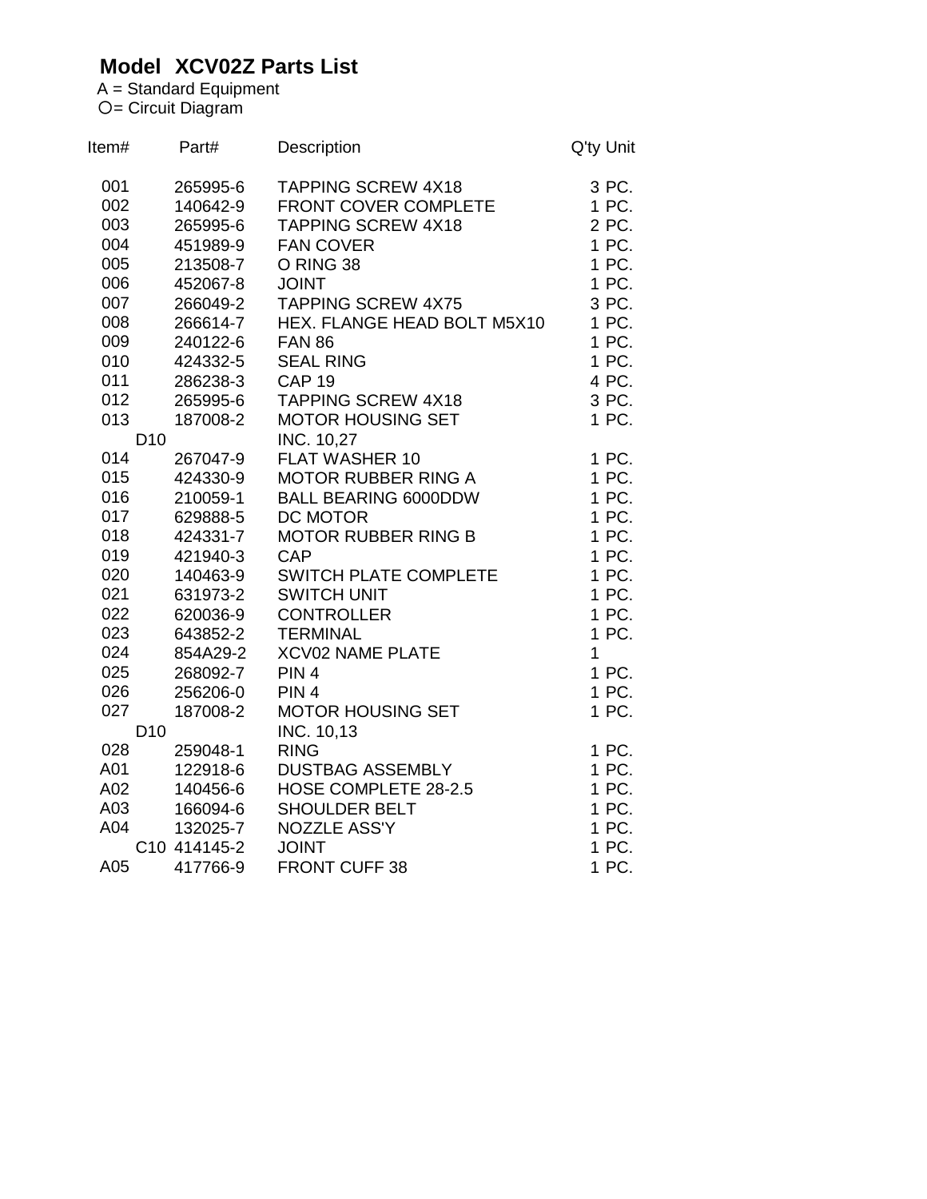# Model XCV02Z Parts List

A = Standard Equipment
○= Circuit Diagram

| Item# | Part# | Description | Q'ty Unit |
|---|---|---|---|
| 001 | 265995-6 | TAPPING SCREW 4X18 | 3 PC. |
| 002 | 140642-9 | FRONT COVER COMPLETE | 1 PC. |
| 003 | 265995-6 | TAPPING SCREW 4X18 | 2 PC. |
| 004 | 451989-9 | FAN COVER | 1 PC. |
| 005 | 213508-7 | O RING 38 | 1 PC. |
| 006 | 452067-8 | JOINT | 1 PC. |
| 007 | 266049-2 | TAPPING SCREW 4X75 | 3 PC. |
| 008 | 266614-7 | HEX. FLANGE HEAD BOLT M5X10 | 1 PC. |
| 009 | 240122-6 | FAN 86 | 1 PC. |
| 010 | 424332-5 | SEAL RING | 1 PC. |
| 011 | 286238-3 | CAP 19 | 4 PC. |
| 012 | 265995-6 | TAPPING SCREW 4X18 | 3 PC. |
| 013 | 187008-2 | MOTOR HOUSING SET | 1 PC. |
| D10 | | INC. 10,27 | |
| 014 | 267047-9 | FLAT WASHER 10 | 1 PC. |
| 015 | 424330-9 | MOTOR RUBBER RING A | 1 PC. |
| 016 | 210059-1 | BALL BEARING 6000DDW | 1 PC. |
| 017 | 629888-5 | DC MOTOR | 1 PC. |
| 018 | 424331-7 | MOTOR RUBBER RING B | 1 PC. |
| 019 | 421940-3 | CAP | 1 PC. |
| 020 | 140463-9 | SWITCH PLATE COMPLETE | 1 PC. |
| 021 | 631973-2 | SWITCH UNIT | 1 PC. |
| 022 | 620036-9 | CONTROLLER | 1 PC. |
| 023 | 643852-2 | TERMINAL | 1 PC. |
| 024 | 854A29-2 | XCV02 NAME PLATE | 1 |
| 025 | 268092-7 | PIN 4 | 1 PC. |
| 026 | 256206-0 | PIN 4 | 1 PC. |
| 027 | 187008-2 | MOTOR HOUSING SET | 1 PC. |
| D10 | | INC. 10,13 | |
| 028 | 259048-1 | RING | 1 PC. |
| A01 | 122918-6 | DUSTBAG ASSEMBLY | 1 PC. |
| A02 | 140456-6 | HOSE COMPLETE 28-2.5 | 1 PC. |
| A03 | 166094-6 | SHOULDER BELT | 1 PC. |
| A04 | 132025-7 | NOZZLE ASS'Y | 1 PC. |
| C10 | 414145-2 | JOINT | 1 PC. |
| A05 | 417766-9 | FRONT CUFF 38 | 1 PC. |